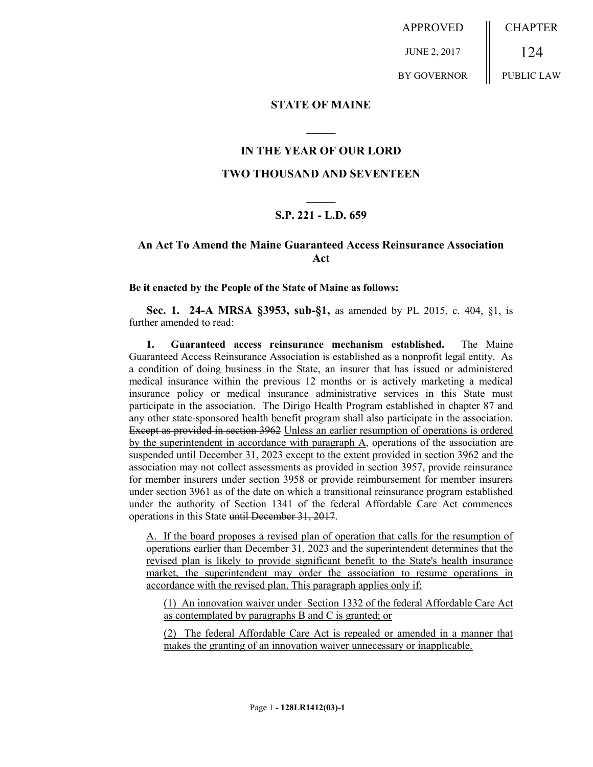APPROVED JUNE 2, 2017 BY GOVERNOR

CHAPTER 124 PUBLIC LAW

## STATE OF MAINE

## IN THE YEAR OF OUR LORD

## TWO THOUSAND AND SEVENTEEN

### S.P. 221 - L.D. 659

### An Act To Amend the Maine Guaranteed Access Reinsurance Association Act

**Be it enacted by the People of the State of Maine as follows:**

**Sec. 1. 24-A MRSA §3953, sub-§1,** as amended by PL 2015, c. 404, §1, is further amended to read:

**1. Guaranteed access reinsurance mechanism established.** The Maine Guaranteed Access Reinsurance Association is established as a nonprofit legal entity. As a condition of doing business in the State, an insurer that has issued or administered medical insurance within the previous 12 months or is actively marketing a medical insurance policy or medical insurance administrative services in this State must participate in the association. The Dirigo Health Program established in chapter 87 and any other state-sponsored health benefit program shall also participate in the association. ~~Except as provided in section 3962~~ Unless an earlier resumption of operations is ordered by the superintendent in accordance with paragraph A, operations of the association are suspended until December 31, 2023 except to the extent provided in section 3962 and the association may not collect assessments as provided in section 3957, provide reinsurance for member insurers under section 3958 or provide reimbursement for member insurers under section 3961 as of the date on which a transitional reinsurance program established under the authority of Section 1341 of the federal Affordable Care Act commences operations in this State ~~until December 31, 2017~~.

A. If the board proposes a revised plan of operation that calls for the resumption of operations earlier than December 31, 2023 and the superintendent determines that the revised plan is likely to provide significant benefit to the State's health insurance market, the superintendent may order the association to resume operations in accordance with the revised plan. This paragraph applies only if:

(1) An innovation waiver under Section 1332 of the federal Affordable Care Act as contemplated by paragraphs B and C is granted; or

(2) The federal Affordable Care Act is repealed or amended in a manner that makes the granting of an innovation waiver unnecessary or inapplicable.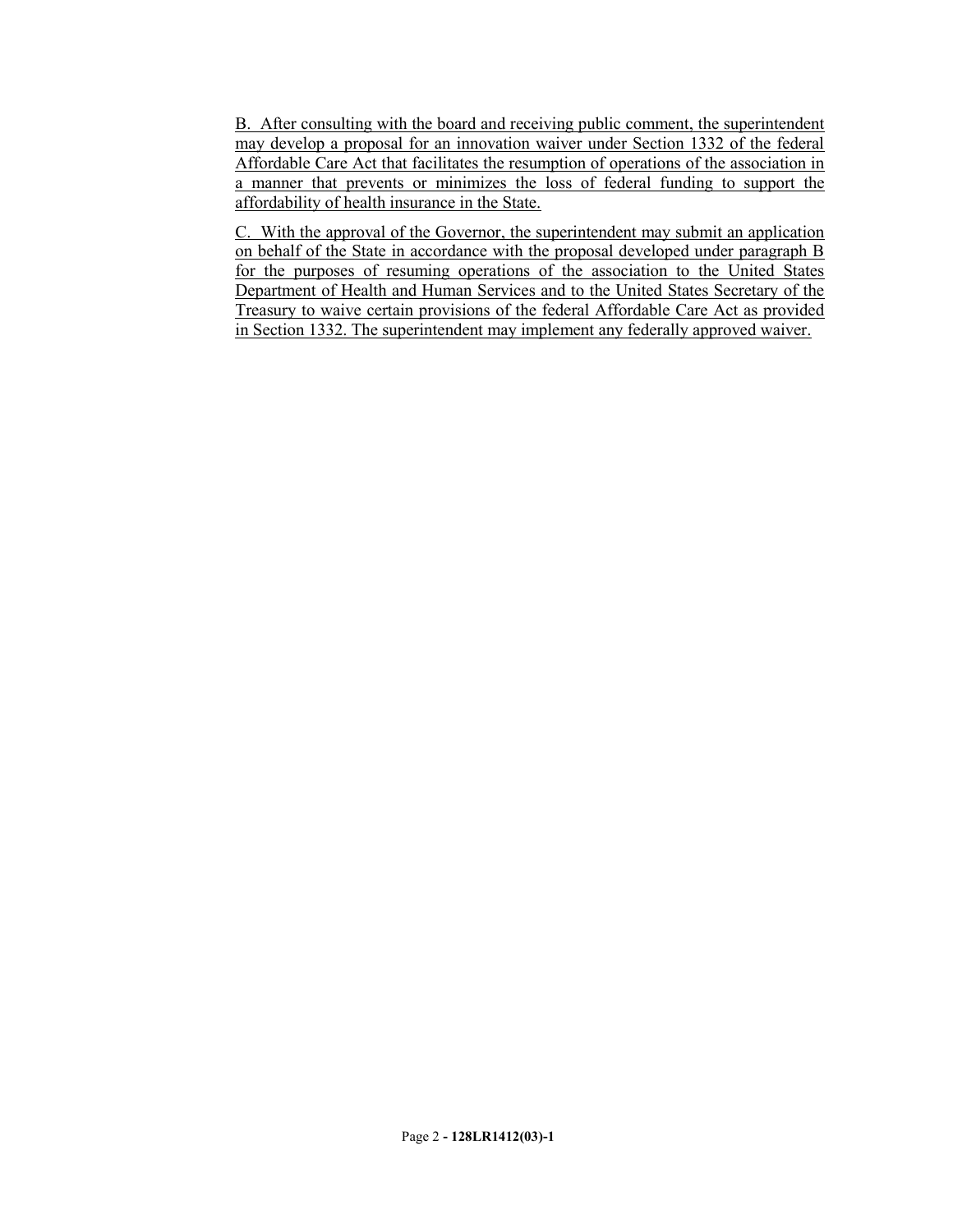B. After consulting with the board and receiving public comment, the superintendent may develop a proposal for an innovation waiver under Section 1332 of the federal Affordable Care Act that facilitates the resumption of operations of the association in a manner that prevents or minimizes the loss of federal funding to support the affordability of health insurance in the State.

C. With the approval of the Governor, the superintendent may submit an application on behalf of the State in accordance with the proposal developed under paragraph B for the purposes of resuming operations of the association to the United States Department of Health and Human Services and to the United States Secretary of the Treasury to waive certain provisions of the federal Affordable Care Act as provided in Section 1332. The superintendent may implement any federally approved waiver.